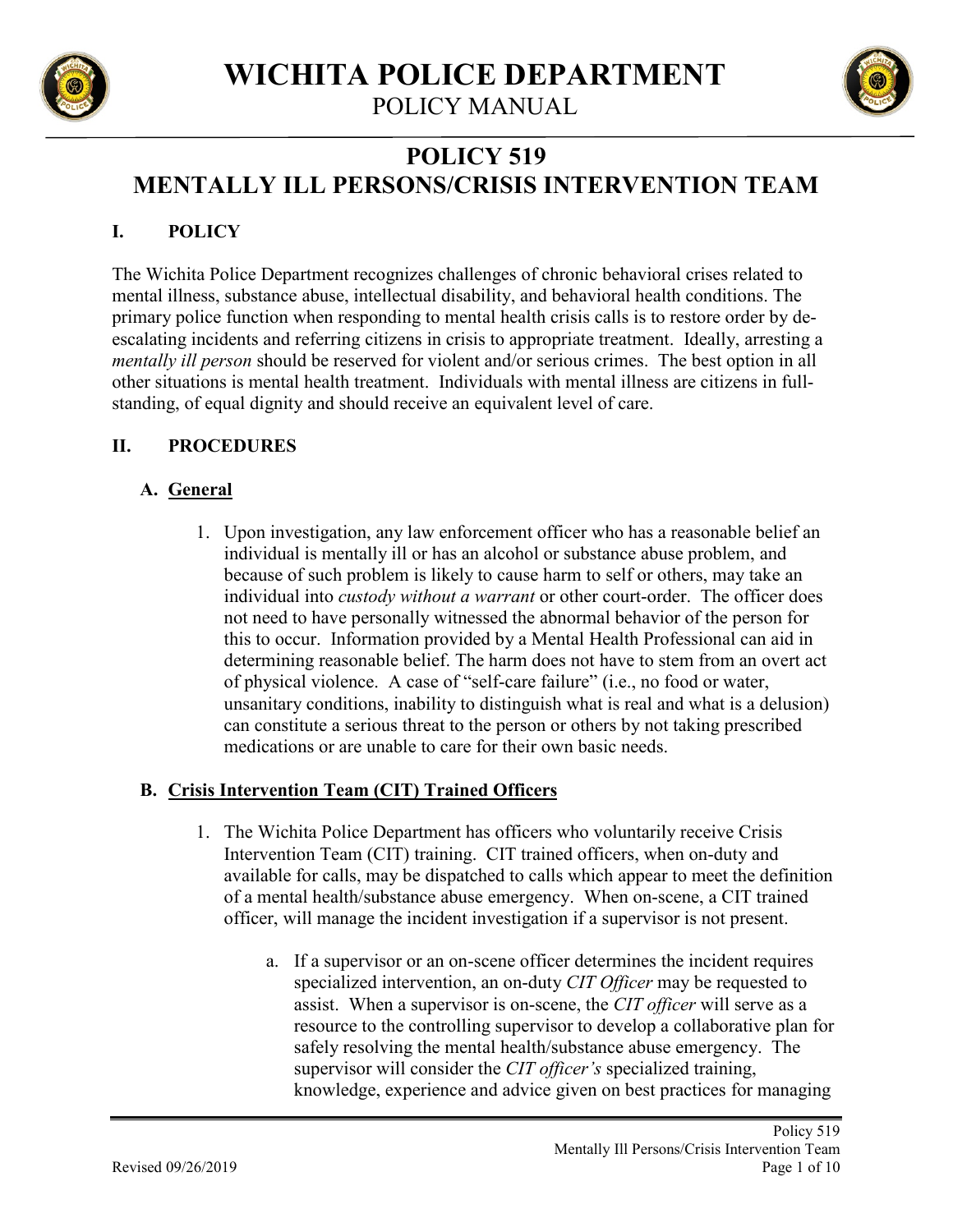# WICHITA POLICE DEPARTMENT

POLICY MANUAL

## POLICY 519
## MENTALLY ILL PERSONS/CRISIS INTERVENTION TEAM

### I. POLICY

The Wichita Police Department recognizes challenges of chronic behavioral crises related to mental illness, substance abuse, intellectual disability, and behavioral health conditions. The primary police function when responding to mental health crisis calls is to restore order by de-escalating incidents and referring citizens in crisis to appropriate treatment. Ideally, arresting a *mentally ill person* should be reserved for violent and/or serious crimes. The best option in all other situations is mental health treatment. Individuals with mental illness are citizens in full-standing, of equal dignity and should receive an equivalent level of care.

### II. PROCEDURES

#### A. General

1. Upon investigation, any law enforcement officer who has a reasonable belief an individual is mentally ill or has an alcohol or substance abuse problem, and because of such problem is likely to cause harm to self or others, may take an individual into *custody without a warrant* or other court-order. The officer does not need to have personally witnessed the abnormal behavior of the person for this to occur. Information provided by a Mental Health Professional can aid in determining reasonable belief. The harm does not have to stem from an overt act of physical violence. A case of "self-care failure" (i.e., no food or water, unsanitary conditions, inability to distinguish what is real and what is a delusion) can constitute a serious threat to the person or others by not taking prescribed medications or are unable to care for their own basic needs.

#### B. Crisis Intervention Team (CIT) Trained Officers

1. The Wichita Police Department has officers who voluntarily receive Crisis Intervention Team (CIT) training. CIT trained officers, when on-duty and available for calls, may be dispatched to calls which appear to meet the definition of a mental health/substance abuse emergency. When on-scene, a CIT trained officer, will manage the incident investigation if a supervisor is not present.

   a. If a supervisor or an on-scene officer determines the incident requires specialized intervention, an on-duty *CIT Officer* may be requested to assist. When a supervisor is on-scene, the *CIT officer* will serve as a resource to the controlling supervisor to develop a collaborative plan for safely resolving the mental health/substance abuse emergency. The supervisor will consider the *CIT officer's* specialized training, knowledge, experience and advice given on best practices for managing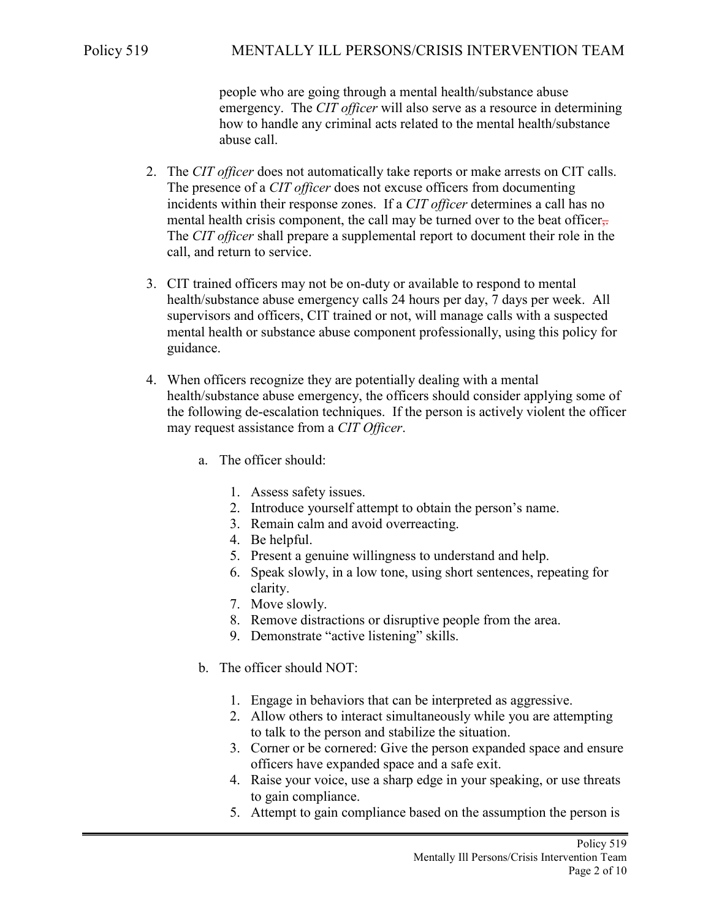people who are going through a mental health/substance abuse emergency. The *CIT officer* will also serve as a resource in determining how to handle any criminal acts related to the mental health/substance abuse call.

2. The *CIT officer* does not automatically take reports or make arrests on CIT calls. The presence of a *CIT officer* does not excuse officers from documenting incidents within their response zones. If a *CIT officer* determines a call has no mental health crisis component, the call may be turned over to the beat officer. The *CIT officer* shall prepare a supplemental report to document their role in the call, and return to service.

3. CIT trained officers may not be on-duty or available to respond to mental health/substance abuse emergency calls 24 hours per day, 7 days per week. All supervisors and officers, CIT trained or not, will manage calls with a suspected mental health or substance abuse component professionally, using this policy for guidance.

4. When officers recognize they are potentially dealing with a mental health/substance abuse emergency, the officers should consider applying some of the following de-escalation techniques. If the person is actively violent the officer may request assistance from a *CIT Officer*.

   a. The officer should:

      1. Assess safety issues.
      2. Introduce yourself attempt to obtain the person's name.
      3. Remain calm and avoid overreacting.
      4. Be helpful.
      5. Present a genuine willingness to understand and help.
      6. Speak slowly, in a low tone, using short sentences, repeating for clarity.
      7. Move slowly.
      8. Remove distractions or disruptive people from the area.
      9. Demonstrate "active listening" skills.

   b. The officer should NOT:

      1. Engage in behaviors that can be interpreted as aggressive.
      2. Allow others to interact simultaneously while you are attempting to talk to the person and stabilize the situation.
      3. Corner or be cornered: Give the person expanded space and ensure officers have expanded space and a safe exit.
      4. Raise your voice, use a sharp edge in your speaking, or use threats to gain compliance.
      5. Attempt to gain compliance based on the assumption the person is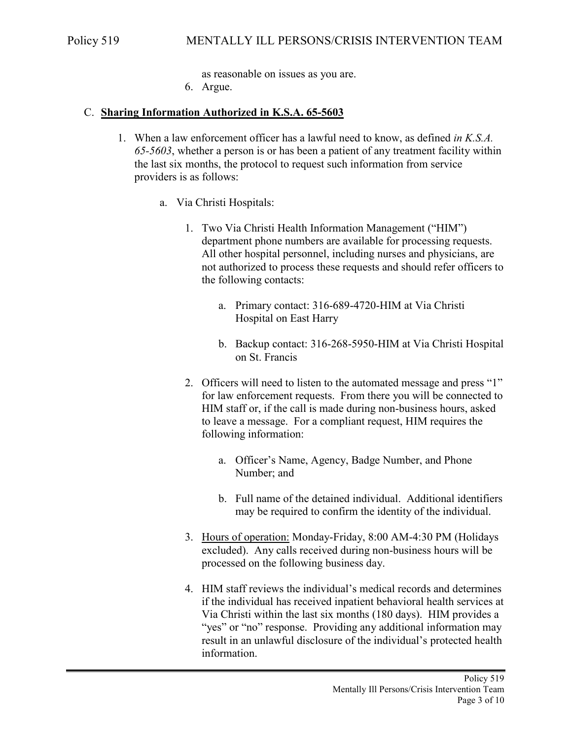as reasonable on issues as you are.

6. Argue.

C. **<u>Sharing Information Authorized in K.S.A. 65-5603</u>**

1. When a law enforcement officer has a lawful need to know, as defined *in K.S.A. 65-5603*, whether a person is or has been a patient of any treatment facility within the last six months, the protocol to request such information from service providers is as follows:

   a. Via Christi Hospitals:

      1. Two Via Christi Health Information Management ("HIM") department phone numbers are available for processing requests. All other hospital personnel, including nurses and physicians, are not authorized to process these requests and should refer officers to the following contacts:

         a. Primary contact: 316-689-4720-HIM at Via Christi Hospital on East Harry

         b. Backup contact: 316-268-5950-HIM at Via Christi Hospital on St. Francis

      2. Officers will need to listen to the automated message and press "1" for law enforcement requests. From there you will be connected to HIM staff or, if the call is made during non-business hours, asked to leave a message. For a compliant request, HIM requires the following information:

         a. Officer's Name, Agency, Badge Number, and Phone Number; and

         b. Full name of the detained individual. Additional identifiers may be required to confirm the identity of the individual.

      3. <u>Hours of operation:</u> Monday-Friday, 8:00 AM-4:30 PM (Holidays excluded). Any calls received during non-business hours will be processed on the following business day.

      4. HIM staff reviews the individual's medical records and determines if the individual has received inpatient behavioral health services at Via Christi within the last six months (180 days). HIM provides a "yes" or "no" response. Providing any additional information may result in an unlawful disclosure of the individual's protected health information.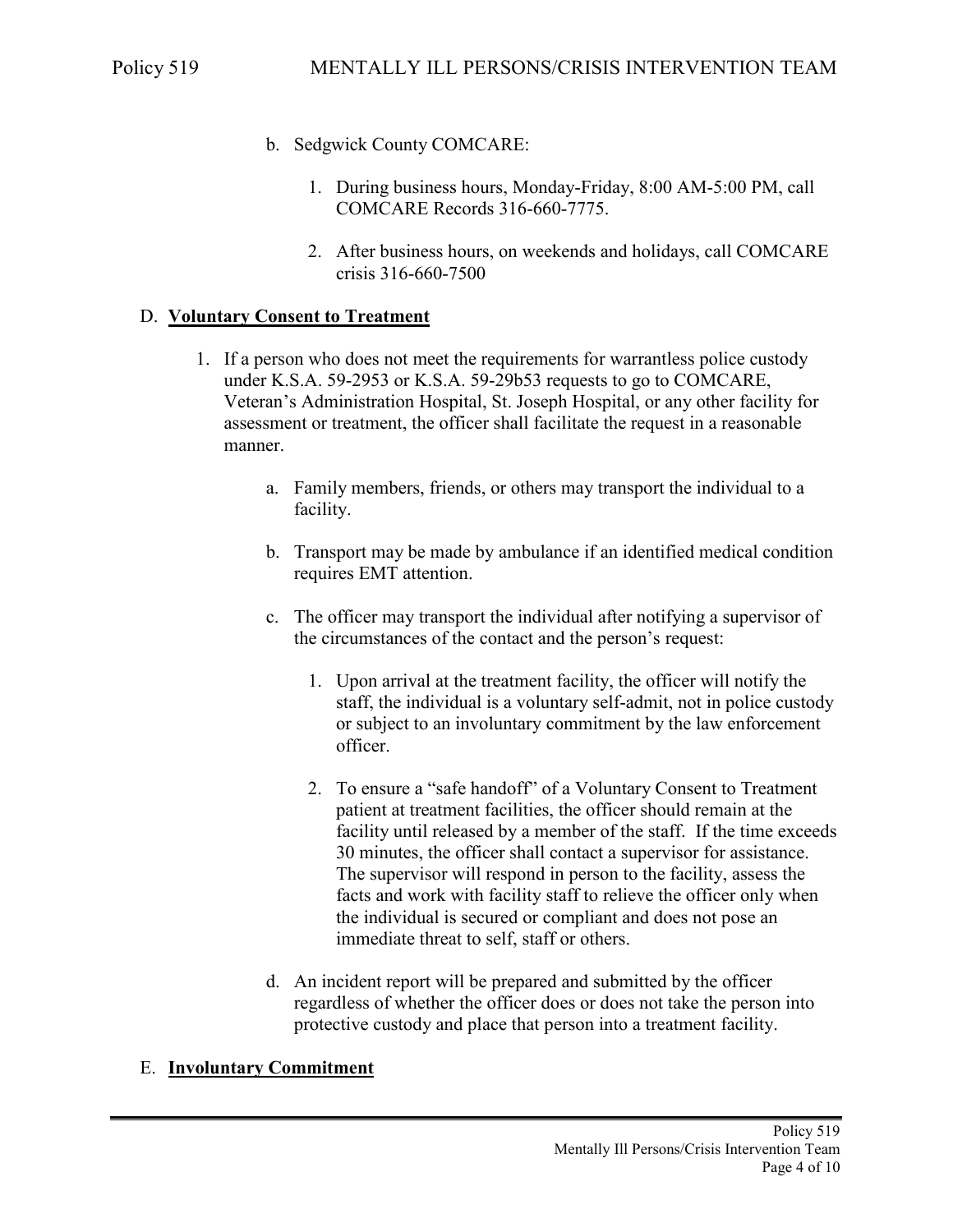b. Sedgwick County COMCARE:

   1. During business hours, Monday-Friday, 8:00 AM-5:00 PM, call COMCARE Records 316-660-7775.

   2. After business hours, on weekends and holidays, call COMCARE crisis 316-660-7500

D. **<u>Voluntary Consent to Treatment</u>**

1. If a person who does not meet the requirements for warrantless police custody under K.S.A. 59-2953 or K.S.A. 59-29b53 requests to go to COMCARE, Veteran's Administration Hospital, St. Joseph Hospital, or any other facility for assessment or treatment, the officer shall facilitate the request in a reasonable manner.

   a. Family members, friends, or others may transport the individual to a facility.

   b. Transport may be made by ambulance if an identified medical condition requires EMT attention.

   c. The officer may transport the individual after notifying a supervisor of the circumstances of the contact and the person's request:

      1. Upon arrival at the treatment facility, the officer will notify the staff, the individual is a voluntary self-admit, not in police custody or subject to an involuntary commitment by the law enforcement officer.

      2. To ensure a "safe handoff" of a Voluntary Consent to Treatment patient at treatment facilities, the officer should remain at the facility until released by a member of the staff. If the time exceeds 30 minutes, the officer shall contact a supervisor for assistance. The supervisor will respond in person to the facility, assess the facts and work with facility staff to relieve the officer only when the individual is secured or compliant and does not pose an immediate threat to self, staff or others.

   d. An incident report will be prepared and submitted by the officer regardless of whether the officer does or does not take the person into protective custody and place that person into a treatment facility.

E. **<u>Involuntary Commitment</u>**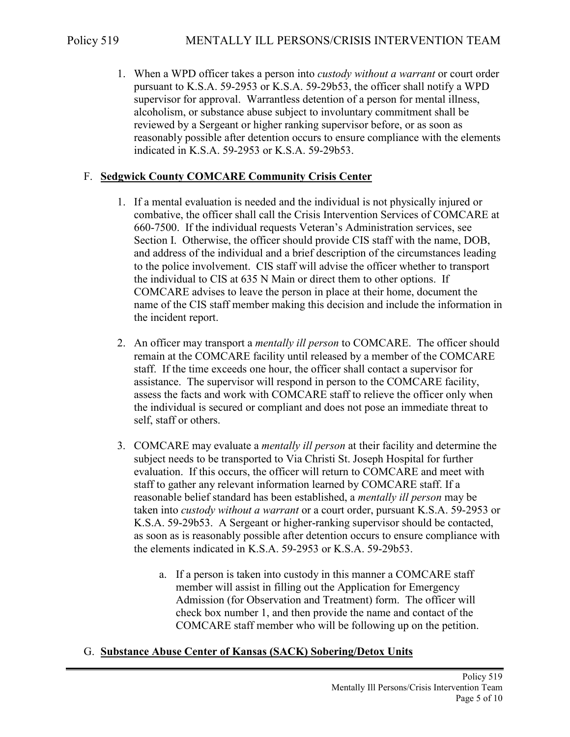1. When a WPD officer takes a person into *custody without a warrant* or court order pursuant to K.S.A. 59-2953 or K.S.A. 59-29b53, the officer shall notify a WPD supervisor for approval. Warrantless detention of a person for mental illness, alcoholism, or substance abuse subject to involuntary commitment shall be reviewed by a Sergeant or higher ranking supervisor before, or as soon as reasonably possible after detention occurs to ensure compliance with the elements indicated in K.S.A. 59-2953 or K.S.A. 59-29b53.

F. **Sedgwick County COMCARE Community Crisis Center**

1. If a mental evaluation is needed and the individual is not physically injured or combative, the officer shall call the Crisis Intervention Services of COMCARE at 660-7500. If the individual requests Veteran's Administration services, see Section I. Otherwise, the officer should provide CIS staff with the name, DOB, and address of the individual and a brief description of the circumstances leading to the police involvement. CIS staff will advise the officer whether to transport the individual to CIS at 635 N Main or direct them to other options. If COMCARE advises to leave the person in place at their home, document the name of the CIS staff member making this decision and include the information in the incident report.

2. An officer may transport a *mentally ill person* to COMCARE. The officer should remain at the COMCARE facility until released by a member of the COMCARE staff. If the time exceeds one hour, the officer shall contact a supervisor for assistance. The supervisor will respond in person to the COMCARE facility, assess the facts and work with COMCARE staff to relieve the officer only when the individual is secured or compliant and does not pose an immediate threat to self, staff or others.

3. COMCARE may evaluate a *mentally ill person* at their facility and determine the subject needs to be transported to Via Christi St. Joseph Hospital for further evaluation. If this occurs, the officer will return to COMCARE and meet with staff to gather any relevant information learned by COMCARE staff. If a reasonable belief standard has been established, a *mentally ill person* may be taken into *custody without a warrant* or a court order, pursuant K.S.A. 59-2953 or K.S.A. 59-29b53. A Sergeant or higher-ranking supervisor should be contacted, as soon as is reasonably possible after detention occurs to ensure compliance with the elements indicated in K.S.A. 59-2953 or K.S.A. 59-29b53.

    a. If a person is taken into custody in this manner a COMCARE staff member will assist in filling out the Application for Emergency Admission (for Observation and Treatment) form. The officer will check box number 1, and then provide the name and contact of the COMCARE staff member who will be following up on the petition.

G. **Substance Abuse Center of Kansas (SACK) Sobering/Detox Units**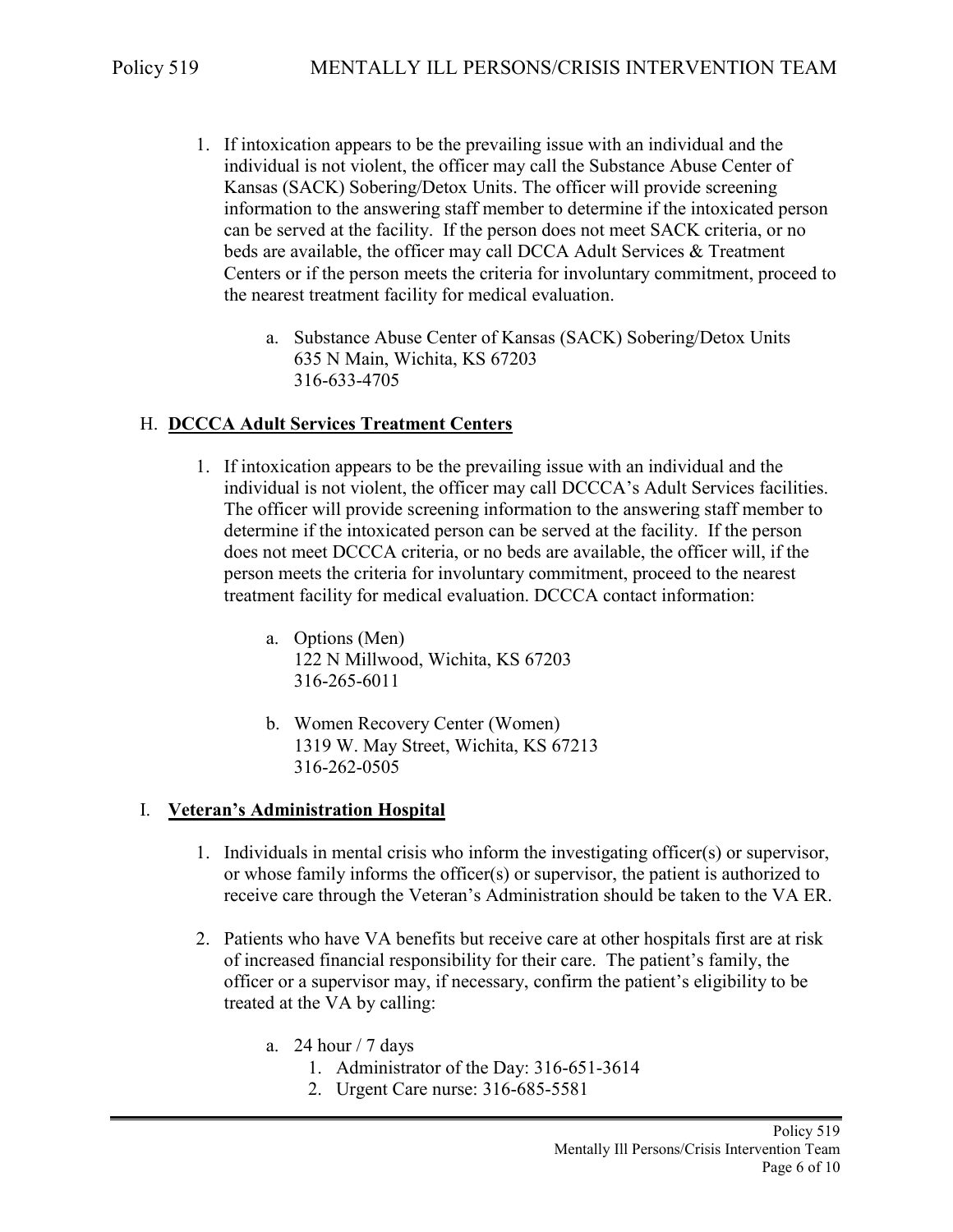1. If intoxication appears to be the prevailing issue with an individual and the individual is not violent, the officer may call the Substance Abuse Center of Kansas (SACK) Sobering/Detox Units. The officer will provide screening information to the answering staff member to determine if the intoxicated person can be served at the facility. If the person does not meet SACK criteria, or no beds are available, the officer may call DCCA Adult Services & Treatment Centers or if the person meets the criteria for involuntary commitment, proceed to the nearest treatment facility for medical evaluation.

   a. Substance Abuse Center of Kansas (SACK) Sobering/Detox Units
      635 N Main, Wichita, KS 67203
      316-633-4705

## H. **DCCCA Adult Services Treatment Centers**

1. If intoxication appears to be the prevailing issue with an individual and the individual is not violent, the officer may call DCCCA's Adult Services facilities. The officer will provide screening information to the answering staff member to determine if the intoxicated person can be served at the facility. If the person does not meet DCCCA criteria, or no beds are available, the officer will, if the person meets the criteria for involuntary commitment, proceed to the nearest treatment facility for medical evaluation. DCCCA contact information:

   a. Options (Men)
      122 N Millwood, Wichita, KS 67203
      316-265-6011

   b. Women Recovery Center (Women)
      1319 W. May Street, Wichita, KS 67213
      316-262-0505

## I. **Veteran's Administration Hospital**

1. Individuals in mental crisis who inform the investigating officer(s) or supervisor, or whose family informs the officer(s) or supervisor, the patient is authorized to receive care through the Veteran's Administration should be taken to the VA ER.

2. Patients who have VA benefits but receive care at other hospitals first are at risk of increased financial responsibility for their care. The patient's family, the officer or a supervisor may, if necessary, confirm the patient's eligibility to be treated at the VA by calling:

   a. 24 hour / 7 days
      1. Administrator of the Day: 316-651-3614
      2. Urgent Care nurse: 316-685-5581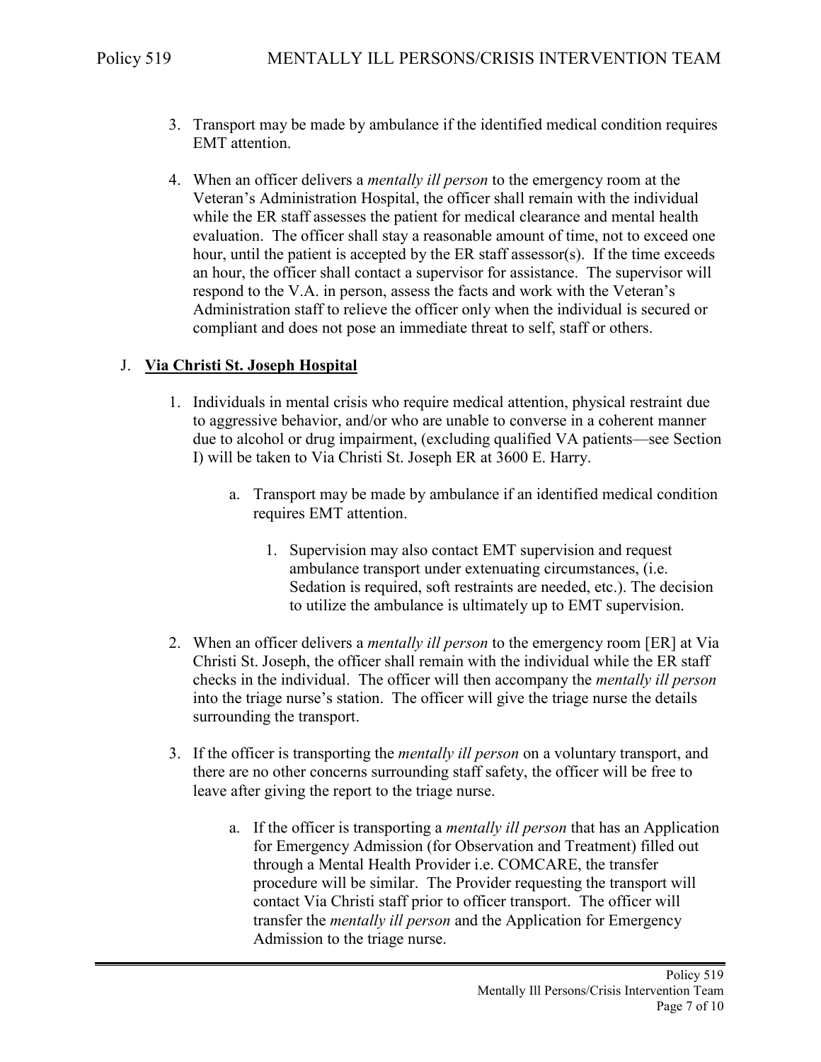3. Transport may be made by ambulance if the identified medical condition requires EMT attention.

4. When an officer delivers a *mentally ill person* to the emergency room at the Veteran's Administration Hospital, the officer shall remain with the individual while the ER staff assesses the patient for medical clearance and mental health evaluation. The officer shall stay a reasonable amount of time, not to exceed one hour, until the patient is accepted by the ER staff assessor(s). If the time exceeds an hour, the officer shall contact a supervisor for assistance. The supervisor will respond to the V.A. in person, assess the facts and work with the Veteran's Administration staff to relieve the officer only when the individual is secured or compliant and does not pose an immediate threat to self, staff or others.

J. **Via Christi St. Joseph Hospital**

1. Individuals in mental crisis who require medical attention, physical restraint due to aggressive behavior, and/or who are unable to converse in a coherent manner due to alcohol or drug impairment, (excluding qualified VA patients—see Section I) will be taken to Via Christi St. Joseph ER at 3600 E. Harry.

   a. Transport may be made by ambulance if an identified medical condition requires EMT attention.

      1. Supervision may also contact EMT supervision and request ambulance transport under extenuating circumstances, (i.e. Sedation is required, soft restraints are needed, etc.). The decision to utilize the ambulance is ultimately up to EMT supervision.

2. When an officer delivers a *mentally ill person* to the emergency room [ER] at Via Christi St. Joseph, the officer shall remain with the individual while the ER staff checks in the individual. The officer will then accompany the *mentally ill person* into the triage nurse's station. The officer will give the triage nurse the details surrounding the transport.

3. If the officer is transporting the *mentally ill person* on a voluntary transport, and there are no other concerns surrounding staff safety, the officer will be free to leave after giving the report to the triage nurse.

   a. If the officer is transporting a *mentally ill person* that has an Application for Emergency Admission (for Observation and Treatment) filled out through a Mental Health Provider i.e. COMCARE, the transfer procedure will be similar. The Provider requesting the transport will contact Via Christi staff prior to officer transport. The officer will transfer the *mentally ill person* and the Application for Emergency Admission to the triage nurse.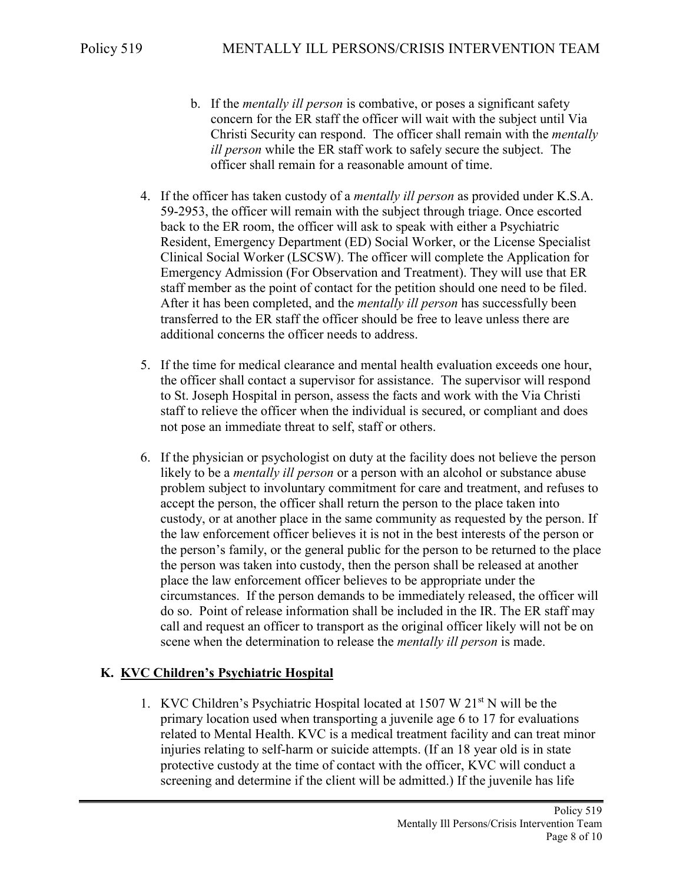b. If the *mentally ill person* is combative, or poses a significant safety concern for the ER staff the officer will wait with the subject until Via Christi Security can respond. The officer shall remain with the *mentally ill person* while the ER staff work to safely secure the subject. The officer shall remain for a reasonable amount of time.

4. If the officer has taken custody of a *mentally ill person* as provided under K.S.A. 59-2953, the officer will remain with the subject through triage. Once escorted back to the ER room, the officer will ask to speak with either a Psychiatric Resident, Emergency Department (ED) Social Worker, or the License Specialist Clinical Social Worker (LSCSW). The officer will complete the Application for Emergency Admission (For Observation and Treatment). They will use that ER staff member as the point of contact for the petition should one need to be filed. After it has been completed, and the *mentally ill person* has successfully been transferred to the ER staff the officer should be free to leave unless there are additional concerns the officer needs to address.

5. If the time for medical clearance and mental health evaluation exceeds one hour, the officer shall contact a supervisor for assistance. The supervisor will respond to St. Joseph Hospital in person, assess the facts and work with the Via Christi staff to relieve the officer when the individual is secured, or compliant and does not pose an immediate threat to self, staff or others.

6. If the physician or psychologist on duty at the facility does not believe the person likely to be a *mentally ill person* or a person with an alcohol or substance abuse problem subject to involuntary commitment for care and treatment, and refuses to accept the person, the officer shall return the person to the place taken into custody, or at another place in the same community as requested by the person. If the law enforcement officer believes it is not in the best interests of the person or the person's family, or the general public for the person to be returned to the place the person was taken into custody, then the person shall be released at another place the law enforcement officer believes to be appropriate under the circumstances. If the person demands to be immediately released, the officer will do so. Point of release information shall be included in the IR. The ER staff may call and request an officer to transport as the original officer likely will not be on scene when the determination to release the *mentally ill person* is made.

## K. KVC Children's Psychiatric Hospital

1. KVC Children's Psychiatric Hospital located at 1507 W 21st N will be the primary location used when transporting a juvenile age 6 to 17 for evaluations related to Mental Health. KVC is a medical treatment facility and can treat minor injuries relating to self-harm or suicide attempts. (If an 18 year old is in state protective custody at the time of contact with the officer, KVC will conduct a screening and determine if the client will be admitted.) If the juvenile has life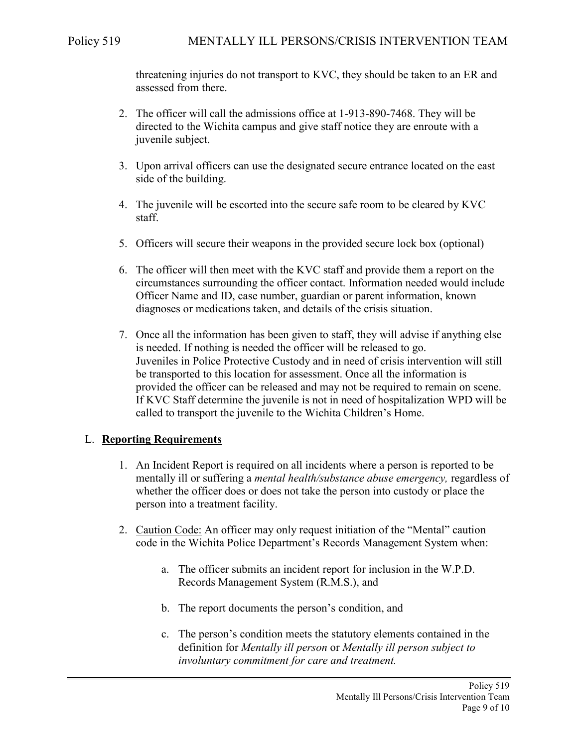threatening injuries do not transport to KVC, they should be taken to an ER and assessed from there.

2. The officer will call the admissions office at 1-913-890-7468. They will be directed to the Wichita campus and give staff notice they are enroute with a juvenile subject.

3. Upon arrival officers can use the designated secure entrance located on the east side of the building.

4. The juvenile will be escorted into the secure safe room to be cleared by KVC staff.

5. Officers will secure their weapons in the provided secure lock box (optional)

6. The officer will then meet with the KVC staff and provide them a report on the circumstances surrounding the officer contact. Information needed would include Officer Name and ID, case number, guardian or parent information, known diagnoses or medications taken, and details of the crisis situation.

7. Once all the information has been given to staff, they will advise if anything else is needed. If nothing is needed the officer will be released to go.
Juveniles in Police Protective Custody and in need of crisis intervention will still be transported to this location for assessment. Once all the information is provided the officer can be released and may not be required to remain on scene. If KVC Staff determine the juvenile is not in need of hospitalization WPD will be called to transport the juvenile to the Wichita Children's Home.

L. **Reporting Requirements**

1. An Incident Report is required on all incidents where a person is reported to be mentally ill or suffering a *mental health/substance abuse emergency,* regardless of whether the officer does or does not take the person into custody or place the person into a treatment facility.

2. Caution Code: An officer may only request initiation of the "Mental" caution code in the Wichita Police Department's Records Management System when:

    a. The officer submits an incident report for inclusion in the W.P.D. Records Management System (R.M.S.), and

    b. The report documents the person's condition, and

    c. The person's condition meets the statutory elements contained in the definition for *Mentally ill person* or *Mentally ill person subject to involuntary commitment for care and treatment.*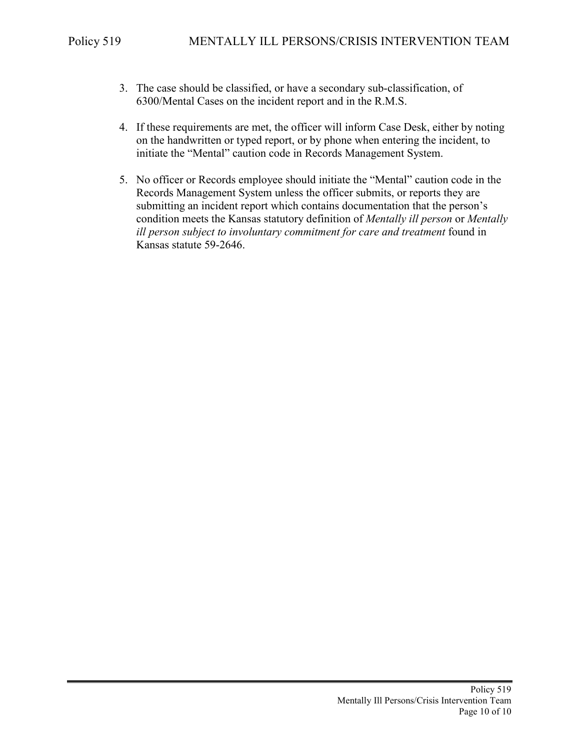3. The case should be classified, or have a secondary sub-classification, of 6300/Mental Cases on the incident report and in the R.M.S.

4. If these requirements are met, the officer will inform Case Desk, either by noting on the handwritten or typed report, or by phone when entering the incident, to initiate the "Mental" caution code in Records Management System.

5. No officer or Records employee should initiate the "Mental" caution code in the Records Management System unless the officer submits, or reports they are submitting an incident report which contains documentation that the person's condition meets the Kansas statutory definition of *Mentally ill person* or *Mentally ill person subject to involuntary commitment for care and treatment* found in Kansas statute 59-2646.